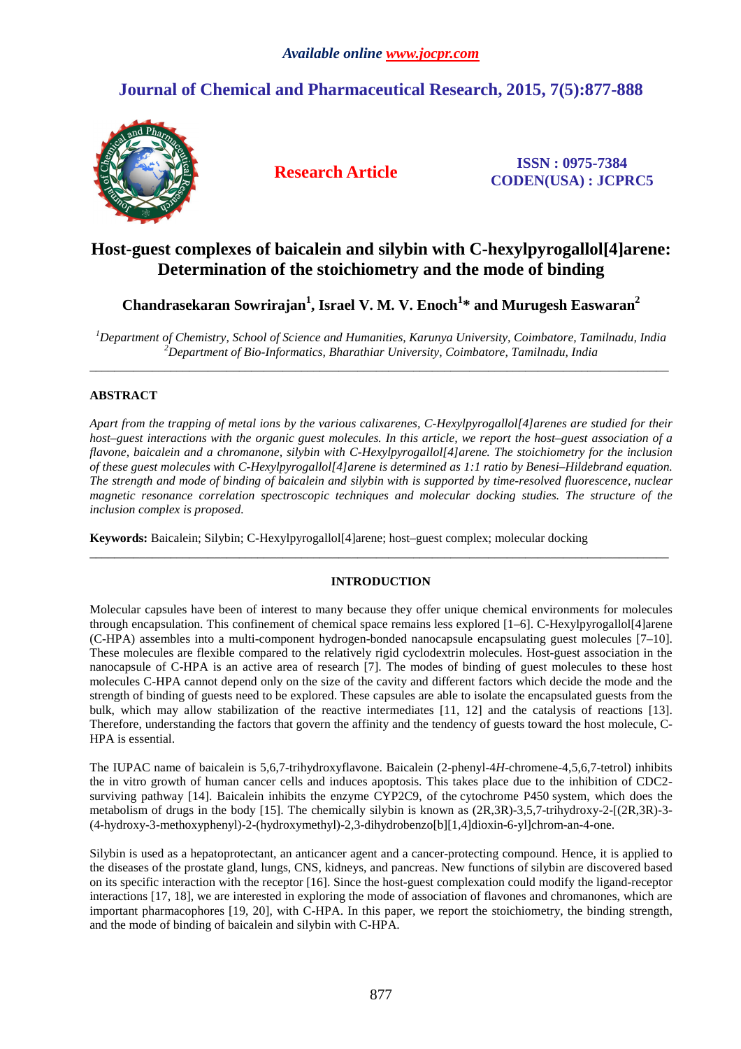*Available online www.jocpr.com*

# Journal of Chemical and Pharmaceutical Research, 2015, 7(5):877-888

**Research Article**

**ISSN : 0975-7384**
**CODEN(USA) : JCPRC5**

# Host-guest complexes of baicalein and silybin with C-hexylpyrogallol[4]arene: Determination of the stoichiometry and the mode of binding

**Chandrasekaran Sowrirajan[1], Israel V. M. V. Enoch[1]\* and Murugesh Easwaran[2]**

*[1]Department of Chemistry, School of Science and Humanities, Karunya University, Coimbatore, Tamilnadu, India*
*[2]Department of Bio-Informatics, Bharathiar University, Coimbatore, Tamilnadu, India*

---

## ABSTRACT

*Apart from the trapping of metal ions by the various calixarenes, C-Hexylpyrogallol[4]arenes are studied for their host–guest interactions with the organic guest molecules. In this article, we report the host–guest association of a flavone, baicalein and a chromanone, silybin with C-Hexylpyrogallol[4]arene. The stoichiometry for the inclusion of these guest molecules with C-Hexylpyrogallol[4]arene is determined as 1:1 ratio by Benesi–Hildebrand equation. The strength and mode of binding of baicalein and silybin with is supported by time-resolved fluorescence, nuclear magnetic resonance correlation spectroscopic techniques and molecular docking studies. The structure of the inclusion complex is proposed.*

**Keywords:** Baicalein; Silybin; C-Hexylpyrogallol[4]arene; host–guest complex; molecular docking

---

## INTRODUCTION

Molecular capsules have been of interest to many because they offer unique chemical environments for molecules through encapsulation. This confinement of chemical space remains less explored [1–6]. C-Hexylpyrogallol[4]arene (C-HPA) assembles into a multi-component hydrogen-bonded nanocapsule encapsulating guest molecules [7–10]. These molecules are flexible compared to the relatively rigid cyclodextrin molecules. Host-guest association in the nanocapsule of C-HPA is an active area of research [7]. The modes of binding of guest molecules to these host molecules C-HPA cannot depend only on the size of the cavity and different factors which decide the mode and the strength of binding of guests need to be explored. These capsules are able to isolate the encapsulated guests from the bulk, which may allow stabilization of the reactive intermediates [11, 12] and the catalysis of reactions [13]. Therefore, understanding the factors that govern the affinity and the tendency of guests toward the host molecule, C-HPA is essential.

The IUPAC name of baicalein is 5,6,7-trihydroxyflavone. Baicalein (2-phenyl-4*H*-chromene-4,5,6,7-tetrol) inhibits the in vitro growth of human cancer cells and induces apoptosis. This takes place due to the inhibition of CDC2-surviving pathway [14]. Baicalein inhibits the enzyme CYP2C9, of the cytochrome P450 system, which does the metabolism of drugs in the body [15]. The chemically silybin is known as (2R,3R)-3,5,7-trihydroxy-2-[(2R,3R)-3-(4-hydroxy-3-methoxyphenyl)-2-(hydroxymethyl)-2,3-dihydrobenzo[b][1,4]dioxin-6-yl]chrom-an-4-one.

Silybin is used as a hepatoprotectant, an anticancer agent and a cancer-protecting compound. Hence, it is applied to the diseases of the prostate gland, lungs, CNS, kidneys, and pancreas. New functions of silybin are discovered based on its specific interaction with the receptor [16]. Since the host-guest complexation could modify the ligand-receptor interactions [17, 18], we are interested in exploring the mode of association of flavones and chromanones, which are important pharmacophores [19, 20], with C-HPA. In this paper, we report the stoichiometry, the binding strength, and the mode of binding of baicalein and silybin with C-HPA.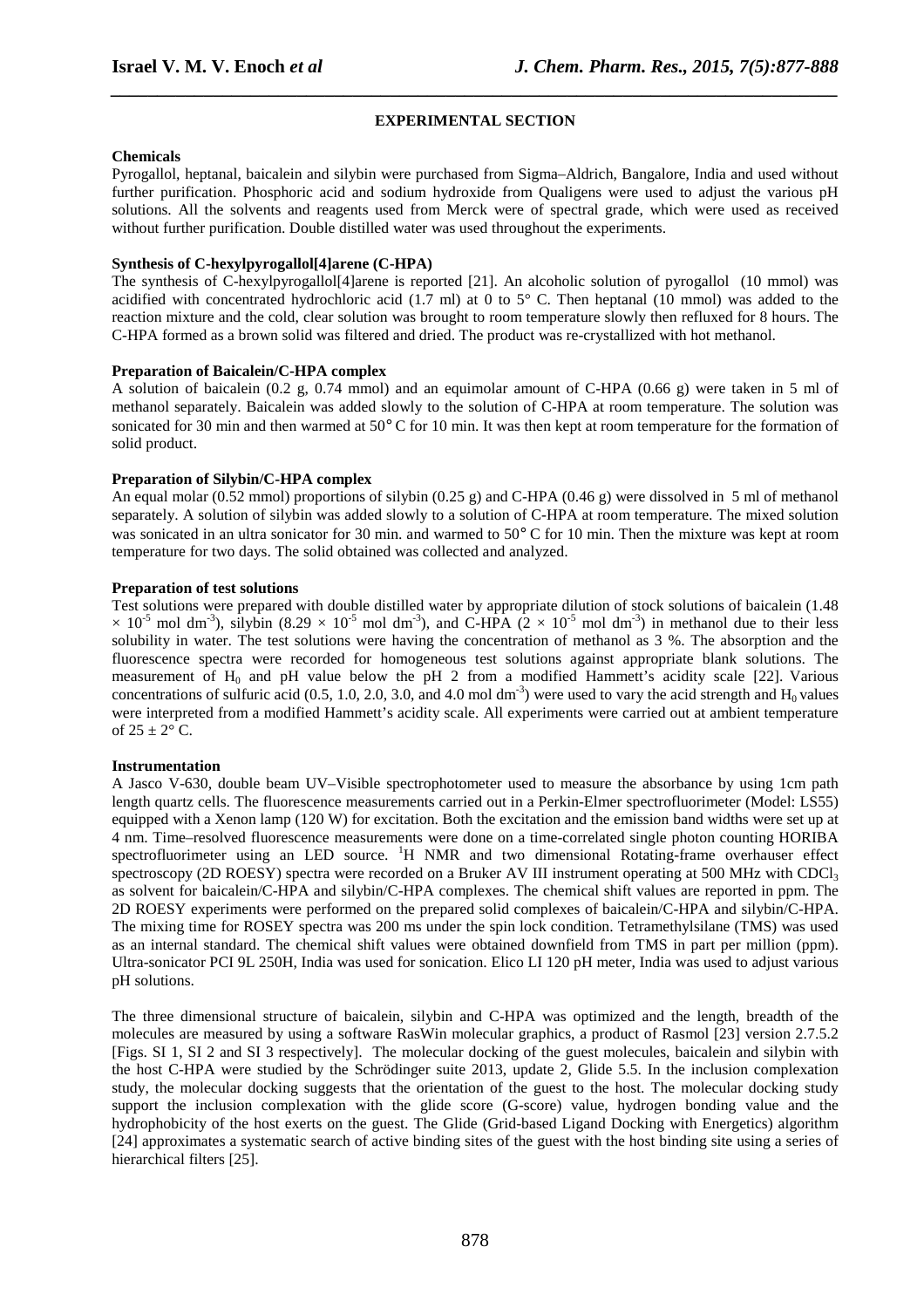## EXPERIMENTAL SECTION

### Chemicals

Pyrogallol, heptanal, baicalein and silybin were purchased from Sigma–Aldrich, Bangalore, India and used without further purification. Phosphoric acid and sodium hydroxide from Qualigens were used to adjust the various pH solutions. All the solvents and reagents used from Merck were of spectral grade, which were used as received without further purification. Double distilled water was used throughout the experiments.

### Synthesis of C-hexylpyrogallol[4]arene (C-HPA)

The synthesis of C-hexylpyrogallol[4]arene is reported [21]. An alcoholic solution of pyrogallol (10 mmol) was acidified with concentrated hydrochloric acid (1.7 ml) at 0 to 5° C. Then heptanal (10 mmol) was added to the reaction mixture and the cold, clear solution was brought to room temperature slowly then refluxed for 8 hours. The C-HPA formed as a brown solid was filtered and dried. The product was re-crystallized with hot methanol.

### Preparation of Baicalein/C-HPA complex

A solution of baicalein (0.2 g, 0.74 mmol) and an equimolar amount of C-HPA (0.66 g) were taken in 5 ml of methanol separately. Baicalein was added slowly to the solution of C-HPA at room temperature. The solution was sonicated for 30 min and then warmed at 50° C for 10 min. It was then kept at room temperature for the formation of solid product.

### Preparation of Silybin/C-HPA complex

An equal molar (0.52 mmol) proportions of silybin (0.25 g) and C-HPA (0.46 g) were dissolved in 5 ml of methanol separately. A solution of silybin was added slowly to a solution of C-HPA at room temperature. The mixed solution was sonicated in an ultra sonicator for 30 min. and warmed to 50° C for 10 min. Then the mixture was kept at room temperature for two days. The solid obtained was collected and analyzed.

### Preparation of test solutions

Test solutions were prepared with double distilled water by appropriate dilution of stock solutions of baicalein ($1.48 \times 10^{-5}$ mol dm$^{-3}$), silybin ($8.29 \times 10^{-5}$ mol dm$^{-3}$), and C-HPA ($2 \times 10^{-5}$ mol dm$^{-3}$) in methanol due to their less solubility in water. The test solutions were having the concentration of methanol as 3 %. The absorption and the fluorescence spectra were recorded for homogeneous test solutions against appropriate blank solutions. The measurement of $H_0$ and pH value below the pH 2 from a modified Hammett's acidity scale [22]. Various concentrations of sulfuric acid (0.5, 1.0, 2.0, 3.0, and 4.0 mol dm$^{-3}$) were used to vary the acid strength and $H_0$ values were interpreted from a modified Hammett's acidity scale. All experiments were carried out at ambient temperature of $25 \pm 2$° C.

### Instrumentation

A Jasco V-630, double beam UV–Visible spectrophotometer used to measure the absorbance by using 1cm path length quartz cells. The fluorescence measurements carried out in a Perkin-Elmer spectrofluorimeter (Model: LS55) equipped with a Xenon lamp (120 W) for excitation. Both the excitation and the emission band widths were set up at 4 nm. Time–resolved fluorescence measurements were done on a time-correlated single photon counting HORIBA spectrofluorimeter using an LED source. $^1$H NMR and two dimensional Rotating-frame overhauser effect spectroscopy (2D ROESY) spectra were recorded on a Bruker AV III instrument operating at 500 MHz with $CDCl_3$ as solvent for baicalein/C-HPA and silybin/C-HPA complexes. The chemical shift values are reported in ppm. The 2D ROESY experiments were performed on the prepared solid complexes of baicalein/C-HPA and silybin/C-HPA. The mixing time for ROSEY spectra was 200 ms under the spin lock condition. Tetramethylsilane (TMS) was used as an internal standard. The chemical shift values were obtained downfield from TMS in part per million (ppm). Ultra-sonicator PCI 9L 250H, India was used for sonication. Elico LI 120 pH meter, India was used to adjust various pH solutions.

The three dimensional structure of baicalein, silybin and C-HPA was optimized and the length, breadth of the molecules are measured by using a software RasWin molecular graphics, a product of Rasmol [23] version 2.7.5.2 [Figs. SI 1, SI 2 and SI 3 respectively]. The molecular docking of the guest molecules, baicalein and silybin with the host C-HPA were studied by the Schrödinger suite 2013, update 2, Glide 5.5. In the inclusion complexation study, the molecular docking suggests that the orientation of the guest to the host. The molecular docking study support the inclusion complexation with the glide score (G-score) value, hydrogen bonding value and the hydrophobicity of the host exerts on the guest. The Glide (Grid-based Ligand Docking with Energetics) algorithm [24] approximates a systematic search of active binding sites of the guest with the host binding site using a series of hierarchical filters [25].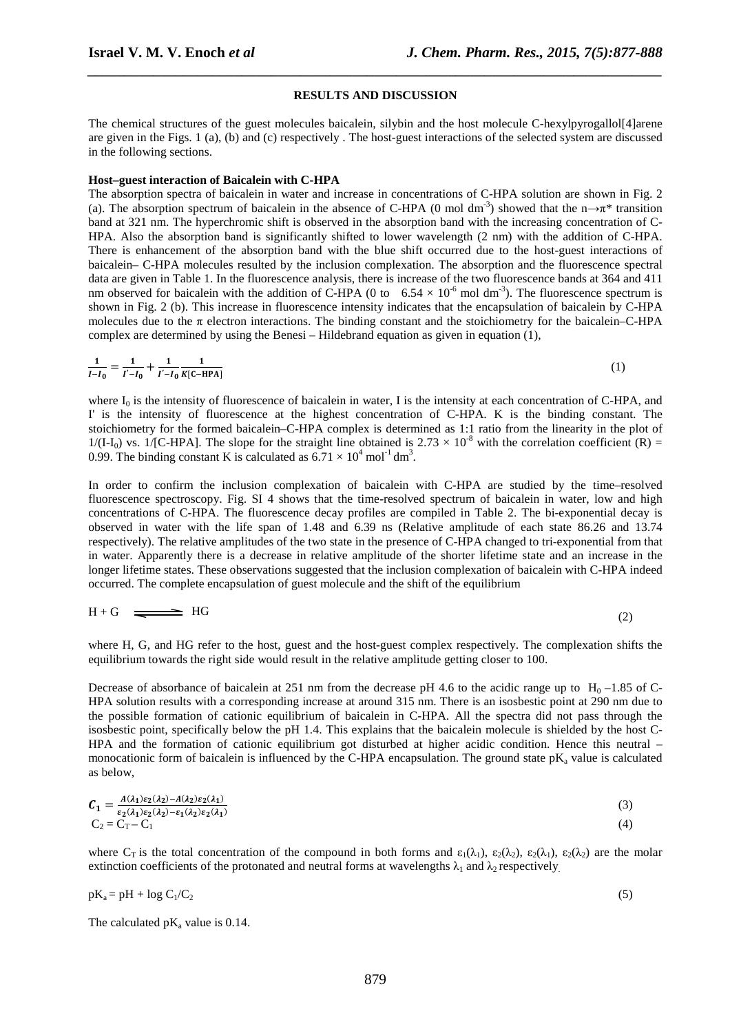## RESULTS AND DISCUSSION

The chemical structures of the guest molecules baicalein, silybin and the host molecule C-hexylpyrogallol[4]arene are given in the Figs. 1 (a), (b) and (c) respectively . The host-guest interactions of the selected system are discussed in the following sections.

### Host–guest interaction of Baicalein with C-HPA

The absorption spectra of baicalein in water and increase in concentrations of C-HPA solution are shown in Fig. 2 (a). The absorption spectrum of baicalein in the absence of C-HPA (0 mol $dm^{-3}$) showed that the $n \rightarrow \pi^*$ transition band at 321 nm. The hyperchromic shift is observed in the absorption band with the increasing concentration of C-HPA. Also the absorption band is significantly shifted to lower wavelength (2 nm) with the addition of C-HPA. There is enhancement of the absorption band with the blue shift occurred due to the host-guest interactions of baicalein– C-HPA molecules resulted by the inclusion complexation. The absorption and the fluorescence spectral data are given in Table 1. In the fluorescence analysis, there is increase of the two fluorescence bands at 364 and 411 nm observed for baicalein with the addition of C-HPA (0 to $6.54 \times 10^{-6}$ mol $dm^{-3}$). The fluorescence spectrum is shown in Fig. 2 (b). This increase in fluorescence intensity indicates that the encapsulation of baicalein by C-HPA molecules due to the $\pi$ electron interactions. The binding constant and the stoichiometry for the baicalein–C-HPA complex are determined by using the Benesi – Hildebrand equation as given in equation (1),

$$\frac{1}{I - I_0} = \frac{1}{I' - I_0} + \frac{1}{I' - I_0}\frac{1}{K[\mathbf{C\text{-}HPA}]} \tag{1}$$

where $I_0$ is the intensity of fluorescence of baicalein in water, I is the intensity at each concentration of C-HPA, and I' is the intensity of fluorescence at the highest concentration of C-HPA. K is the binding constant. The stoichiometry for the formed baicalein–C-HPA complex is determined as 1:1 ratio from the linearity in the plot of $1/(I\text{-}I_0)$ vs. 1/[C-HPA]. The slope for the straight line obtained is $2.73 \times 10^{-8}$ with the correlation coefficient (R) = 0.99. The binding constant K is calculated as $6.71 \times 10^{4}$ $mol^{-1}$ $dm^{3}$.

In order to confirm the inclusion complexation of baicalein with C-HPA are studied by the time–resolved fluorescence spectroscopy. Fig. SI 4 shows that the time-resolved spectrum of baicalein in water, low and high concentrations of C-HPA. The fluorescence decay profiles are compiled in Table 2. The bi-exponential decay is observed in water with the life span of 1.48 and 6.39 ns (Relative amplitude of each state 86.26 and 13.74 respectively). The relative amplitudes of the two state in the presence of C-HPA changed to tri-exponential from that in water. Apparently there is a decrease in relative amplitude of the shorter lifetime state and an increase in the longer lifetime states. These observations suggested that the inclusion complexation of baicalein with C-HPA indeed occurred. The complete encapsulation of guest molecule and the shift of the equilibrium

$$H + G \rightleftharpoons HG \tag{2}$$

where H, G, and HG refer to the host, guest and the host-guest complex respectively. The complexation shifts the equilibrium towards the right side would result in the relative amplitude getting closer to 100.

Decrease of absorbance of baicalein at 251 nm from the decrease pH 4.6 to the acidic range up to $H_0$ –1.85 of C-HPA solution results with a corresponding increase at around 315 nm. There is an isosbestic point at 290 nm due to the possible formation of cationic equilibrium of baicalein in C-HPA. All the spectra did not pass through the isosbestic point, specifically below the pH 1.4. This explains that the baicalein molecule is shielded by the host C-HPA and the formation of cationic equilibrium got disturbed at higher acidic condition. Hence this neutral – monocationic form of baicalein is influenced by the C-HPA encapsulation. The ground state $pK_a$ value is calculated as below,

$$\boldsymbol{C_1} = \frac{A(\lambda_1)\varepsilon_2(\lambda_2) - A(\lambda_2)\varepsilon_2(\lambda_1)}{\varepsilon_2(\lambda_1)\varepsilon_2(\lambda_2) - \varepsilon_1(\lambda_2)\varepsilon_2(\lambda_1)} \tag{3}$$

$$C_2 = C_T - C_1 \tag{4}$$

where $C_T$ is the total concentration of the compound in both forms and $\varepsilon_1(\lambda_1)$, $\varepsilon_2(\lambda_2)$, $\varepsilon_2(\lambda_1)$, $\varepsilon_2(\lambda_2)$ are the molar extinction coefficients of the protonated and neutral forms at wavelengths $\lambda_1$ and $\lambda_2$ respectively.

$$pK_a = pH + \log C_1/C_2 \tag{5}$$

The calculated $pK_a$ value is 0.14.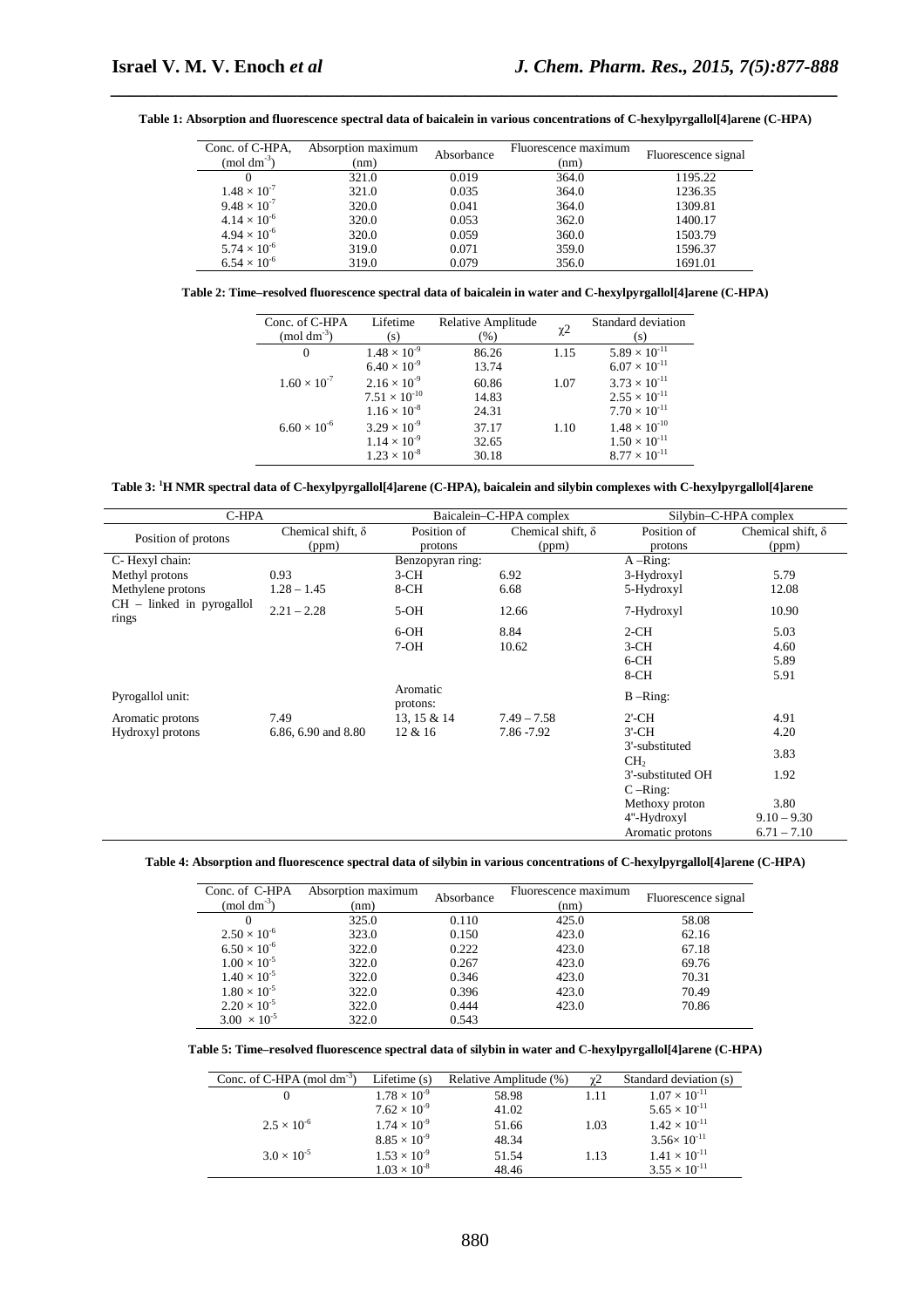**Table 1: Absorption and fluorescence spectral data of baicalein in various concentrations of C-hexylpyrgallol[4]arene (C-HPA)**

| Conc. of C-HPA, (mol dm$^{-3}$) | Absorption maximum (nm) | Absorbance | Fluorescence maximum (nm) | Fluorescence signal |
|---|---|---|---|---|
| 0 | 321.0 | 0.019 | 364.0 | 1195.22 |
| $1.48 \times 10^{-7}$ | 321.0 | 0.035 | 364.0 | 1236.35 |
| $9.48 \times 10^{-7}$ | 320.0 | 0.041 | 364.0 | 1309.81 |
| $4.14 \times 10^{-6}$ | 320.0 | 0.053 | 362.0 | 1400.17 |
| $4.94 \times 10^{-6}$ | 320.0 | 0.059 | 360.0 | 1503.79 |
| $5.74 \times 10^{-6}$ | 319.0 | 0.071 | 359.0 | 1596.37 |
| $6.54 \times 10^{-6}$ | 319.0 | 0.079 | 356.0 | 1691.01 |

**Table 2: Time–resolved fluorescence spectral data of baicalein in water and C-hexylpyrgallol[4]arene (C-HPA)**

| Conc. of C-HPA (mol dm$^{-3}$) | Lifetime (s) | Relative Amplitude (%) | $\chi^2$ | Standard deviation (s) |
|---|---|---|---|---|
| 0 | $1.48 \times 10^{-9}$ | 86.26 | 1.15 | $5.89 \times 10^{-11}$ |
| | $6.40 \times 10^{-9}$ | 13.74 | | $6.07 \times 10^{-11}$ |
| $1.60 \times 10^{-7}$ | $2.16 \times 10^{-9}$ | 60.86 | 1.07 | $3.73 \times 10^{-11}$ |
| | $7.51 \times 10^{-10}$ | 14.83 | | $2.55 \times 10^{-11}$ |
| | $1.16 \times 10^{-8}$ | 24.31 | | $7.70 \times 10^{-11}$ |
| $6.60 \times 10^{-6}$ | $3.29 \times 10^{-9}$ | 37.17 | 1.10 | $1.48 \times 10^{-10}$ |
| | $1.14 \times 10^{-9}$ | 32.65 | | $1.50 \times 10^{-11}$ |
| | $1.23 \times 10^{-8}$ | 30.18 | | $8.77 \times 10^{-11}$ |

**Table 3: $^1$H NMR spectral data of C-hexylpyrgallol[4]arene (C-HPA), baicalein and silybin complexes with C-hexylpyrgallol[4]arene**

| C-HPA | | Baicalein–C-HPA complex | | Silybin–C-HPA complex | |
|---|---|---|---|---|---|
| Position of protons | Chemical shift, δ (ppm) | Position of protons | Chemical shift, δ (ppm) | Position of protons | Chemical shift, δ (ppm) |
| C- Hexyl chain: | | Benzopyran ring: | | A –Ring: | |
| Methyl protons | 0.93 | 3-CH | 6.92 | 3-Hydroxyl | 5.79 |
| Methylene protons | 1.28 – 1.45 | 8-CH | 6.68 | 5-Hydroxyl | 12.08 |
| CH – linked in pyrogallol rings | 2.21 – 2.28 | 5-OH | 12.66 | 7-Hydroxyl | 10.90 |
| | | 6-OH | 8.84 | 2-CH | 5.03 |
| | | 7-OH | 10.62 | 3-CH | 4.60 |
| | | | | 6-CH | 5.89 |
| | | | | 8-CH | 5.91 |
| Pyrogallol unit: | | Aromatic protons: | | B –Ring: | |
| Aromatic protons | 7.49 | 13, 15 & 14 | 7.49 – 7.58 | 2'-CH | 4.91 |
| Hydroxyl protons | 6.86, 6.90 and 8.80 | 12 & 16 | 7.86 -7.92 | 3'-CH | 4.20 |
| | | | | 3'-substituted $CH_2$ | 3.83 |
| | | | | 3'-substituted OH | 1.92 |
| | | | | C –Ring: | |
| | | | | Methoxy proton | 3.80 |
| | | | | 4''-Hydroxyl | 9.10 – 9.30 |
| | | | | Aromatic protons | 6.71 – 7.10 |

**Table 4: Absorption and fluorescence spectral data of silybin in various concentrations of C-hexylpyrgallol[4]arene (C-HPA)**

| Conc. of C-HPA (mol dm$^{-3}$) | Absorption maximum (nm) | Absorbance | Fluorescence maximum (nm) | Fluorescence signal |
|---|---|---|---|---|
| 0 | 325.0 | 0.110 | 425.0 | 58.08 |
| $2.50 \times 10^{-6}$ | 323.0 | 0.150 | 423.0 | 62.16 |
| $6.50 \times 10^{-6}$ | 322.0 | 0.222 | 423.0 | 67.18 |
| $1.00 \times 10^{-5}$ | 322.0 | 0.267 | 423.0 | 69.76 |
| $1.40 \times 10^{-5}$ | 322.0 | 0.346 | 423.0 | 70.31 |
| $1.80 \times 10^{-5}$ | 322.0 | 0.396 | 423.0 | 70.49 |
| $2.20 \times 10^{-5}$ | 322.0 | 0.444 | 423.0 | 70.86 |
| $3.00 \times 10^{-5}$ | 322.0 | 0.543 | | |

**Table 5: Time–resolved fluorescence spectral data of silybin in water and C-hexylpyrgallol[4]arene (C-HPA)**

| Conc. of C-HPA (mol dm$^{-3}$) | Lifetime (s) | Relative Amplitude (%) | $\chi^2$ | Standard deviation (s) |
|---|---|---|---|---|
| 0 | $1.78 \times 10^{-9}$ | 58.98 | 1.11 | $1.07 \times 10^{-11}$ |
| | $7.62 \times 10^{-9}$ | 41.02 | | $5.65 \times 10^{-11}$ |
| $2.5 \times 10^{-6}$ | $1.74 \times 10^{-9}$ | 51.66 | 1.03 | $1.42 \times 10^{-11}$ |
| | $8.85 \times 10^{-9}$ | 48.34 | | $3.56 \times 10^{-11}$ |
| $3.0 \times 10^{-5}$ | $1.53 \times 10^{-9}$ | 51.54 | 1.13 | $1.41 \times 10^{-11}$ |
| | $1.03 \times 10^{-8}$ | 48.46 | | $3.55 \times 10^{-11}$ |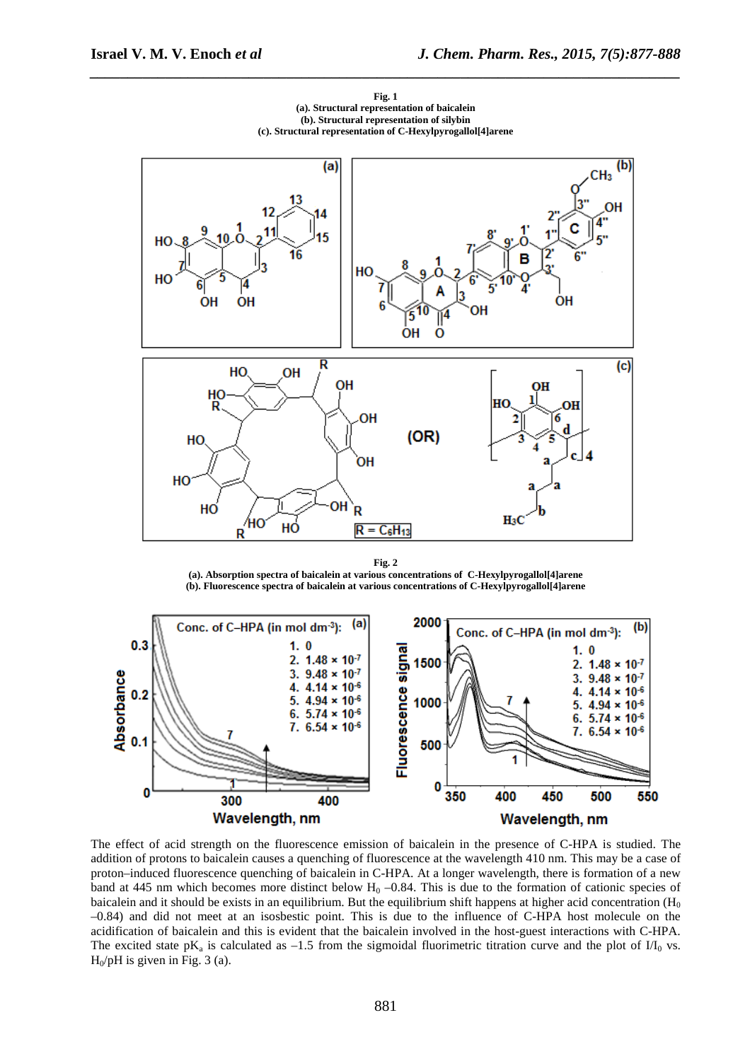**Fig. 1**
**(a). Structural representation of baicalein**
**(b). Structural representation of silybin**
**(c). Structural representation of C-Hexylpyrogallol[4]arene**

**Fig. 2**
**(a). Absorption spectra of baicalein at various concentrations of C-Hexylpyrogallol[4]arene**
**(b). Fluorescence spectra of baicalein at various concentrations of C-Hexylpyrogallol[4]arene**

The effect of acid strength on the fluorescence emission of baicalein in the presence of C-HPA is studied. The addition of protons to baicalein causes a quenching of fluorescence at the wavelength 410 nm. This may be a case of proton–induced fluorescence quenching of baicalein in C-HPA. At a longer wavelength, there is formation of a new band at 445 nm which becomes more distinct below $H_0$ –0.84. This is due to the formation of cationic species of baicalein and it should be exists in an equilibrium. But the equilibrium shift happens at higher acid concentration ($H_0$ –0.84) and did not meet at an isosbestic point. This is due to the influence of C-HPA host molecule on the acidification of baicalein and this is evident that the baicalein involved in the host-guest interactions with C-HPA. The excited state $pK_a$ is calculated as –1.5 from the sigmoidal fluorimetric titration curve and the plot of $I/I_0$ vs. $H_0$/pH is given in Fig. 3 (a).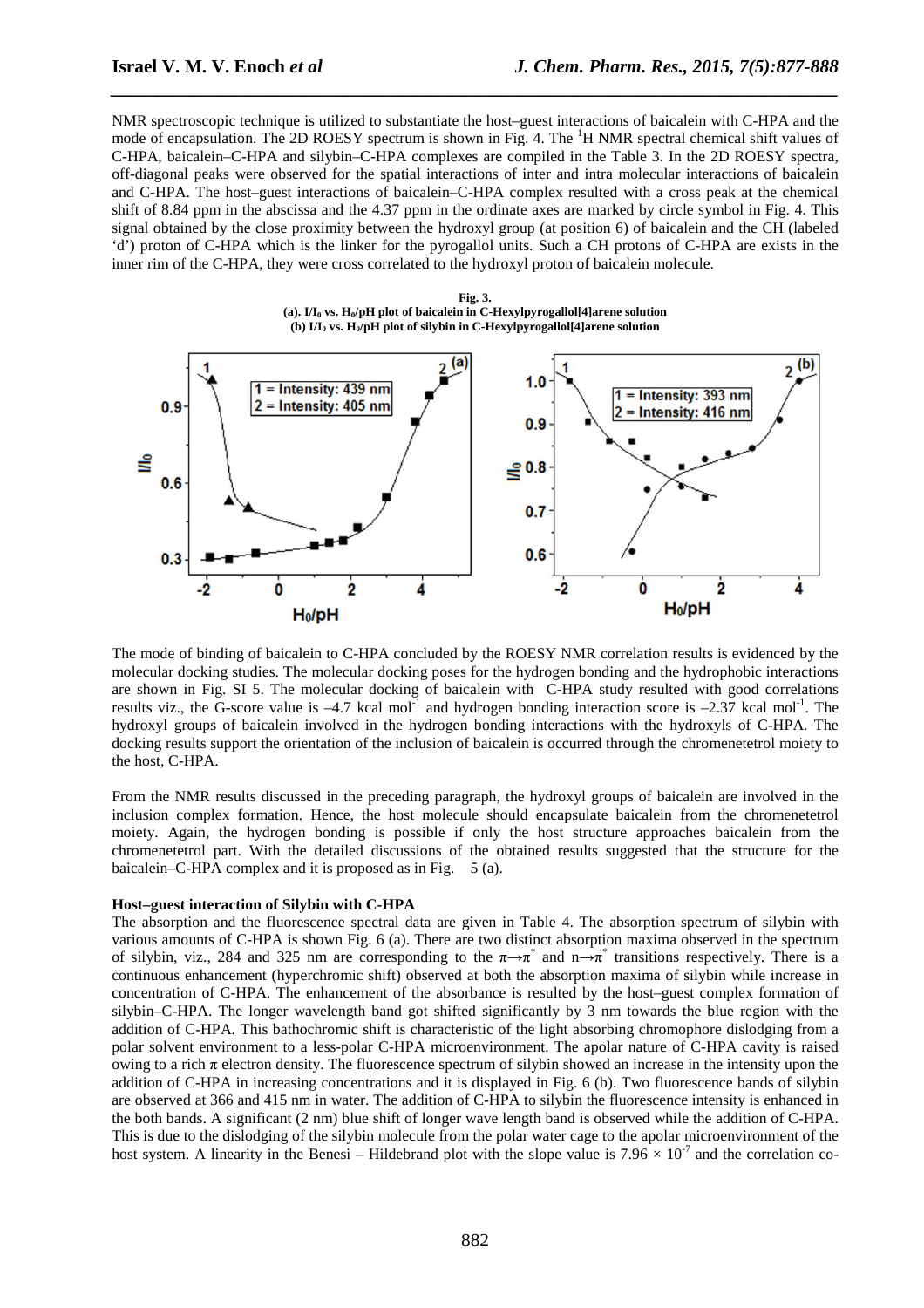NMR spectroscopic technique is utilized to substantiate the host–guest interactions of baicalein with C-HPA and the mode of encapsulation. The 2D ROESY spectrum is shown in Fig. 4. The $^{1}H$ NMR spectral chemical shift values of C-HPA, baicalein–C-HPA and silybin–C-HPA complexes are compiled in the Table 3. In the 2D ROESY spectra, off-diagonal peaks were observed for the spatial interactions of inter and intra molecular interactions of baicalein and C-HPA. The host–guest interactions of baicalein–C-HPA complex resulted with a cross peak at the chemical shift of 8.84 ppm in the abscissa and the 4.37 ppm in the ordinate axes are marked by circle symbol in Fig. 4. This signal obtained by the close proximity between the hydroxyl group (at position 6) of baicalein and the CH (labeled 'd') proton of C-HPA which is the linker for the pyrogallol units. Such a CH protons of C-HPA are exists in the inner rim of the C-HPA, they were cross correlated to the hydroxyl proton of baicalein molecule.

**Fig. 3.**
**(a). $I/I_0$ vs. $H_0$/pH plot of baicalein in C-Hexylpyrogallol[4]arene solution**
**(b) $I/I_0$ vs. $H_0$/pH plot of silybin in C-Hexylpyrogallol[4]arene solution**

The mode of binding of baicalein to C-HPA concluded by the ROESY NMR correlation results is evidenced by the molecular docking studies. The molecular docking poses for the hydrogen bonding and the hydrophobic interactions are shown in Fig. SI 5. The molecular docking of baicalein with C-HPA study resulted with good correlations results viz., the G-score value is –4.7 kcal mol$^{-1}$ and hydrogen bonding interaction score is –2.37 kcal mol$^{-1}$. The hydroxyl groups of baicalein involved in the hydrogen bonding interactions with the hydroxyls of C-HPA. The docking results support the orientation of the inclusion of baicalein is occurred through the chromenetetrol moiety to the host, C-HPA.

From the NMR results discussed in the preceding paragraph, the hydroxyl groups of baicalein are involved in the inclusion complex formation. Hence, the host molecule should encapsulate baicalein from the chromenetetrol moiety. Again, the hydrogen bonding is possible if only the host structure approaches baicalein from the chromenetetrol part. With the detailed discussions of the obtained results suggested that the structure for the baicalein–C-HPA complex and it is proposed as in Fig. 5 (a).

**Host–guest interaction of Silybin with C-HPA**

The absorption and the fluorescence spectral data are given in Table 4. The absorption spectrum of silybin with various amounts of C-HPA is shown Fig. 6 (a). There are two distinct absorption maxima observed in the spectrum of silybin, viz., 284 and 325 nm are corresponding to the $\pi\rightarrow\pi^*$ and $n\rightarrow\pi^*$ transitions respectively. There is a continuous enhancement (hyperchromic shift) observed at both the absorption maxima of silybin while increase in concentration of C-HPA. The enhancement of the absorbance is resulted by the host–guest complex formation of silybin–C-HPA. The longer wavelength band got shifted significantly by 3 nm towards the blue region with the addition of C-HPA. This bathochromic shift is characteristic of the light absorbing chromophore dislodging from a polar solvent environment to a less-polar C-HPA microenvironment. The apolar nature of C-HPA cavity is raised owing to a rich $\pi$ electron density. The fluorescence spectrum of silybin showed an increase in the intensity upon the addition of C-HPA in increasing concentrations and it is displayed in Fig. 6 (b). Two fluorescence bands of silybin are observed at 366 and 415 nm in water. The addition of C-HPA to silybin the fluorescence intensity is enhanced in the both bands. A significant (2 nm) blue shift of longer wave length band is observed while the addition of C-HPA. This is due to the dislodging of the silybin molecule from the polar water cage to the apolar microenvironment of the host system. A linearity in the Benesi – Hildebrand plot with the slope value is $7.96 \times 10^{-7}$ and the correlation co-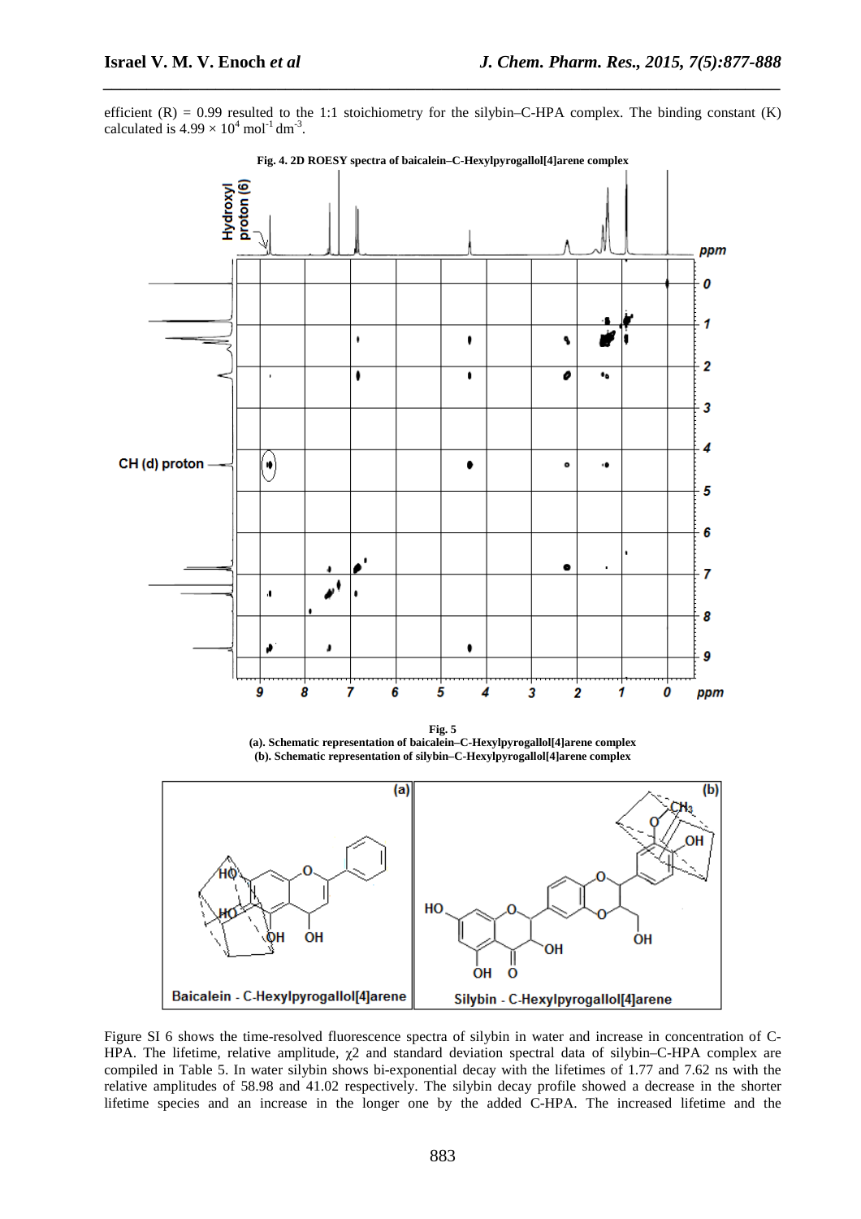efficient (R) = 0.99 resulted to the 1:1 stoichiometry for the silybin–C-HPA complex. The binding constant (K) calculated is $4.99 \times 10^4$ $mol^{-1}$ $dm^{-3}$.

**Fig. 4. 2D ROESY spectra of baicalein–C-Hexylpyrogallol[4]arene complex**

**Fig. 5**
**(a). Schematic representation of baicalein–C-Hexylpyrogallol[4]arene complex**
**(b). Schematic representation of silybin–C-Hexylpyrogallol[4]arene complex**

Figure SI 6 shows the time-resolved fluorescence spectra of silybin in water and increase in concentration of C-HPA. The lifetime, relative amplitude, $\chi 2$ and standard deviation spectral data of silybin–C-HPA complex are compiled in Table 5. In water silybin shows bi-exponential decay with the lifetimes of 1.77 and 7.62 ns with the relative amplitudes of 58.98 and 41.02 respectively. The silybin decay profile showed a decrease in the shorter lifetime species and an increase in the longer one by the added C-HPA. The increased lifetime and the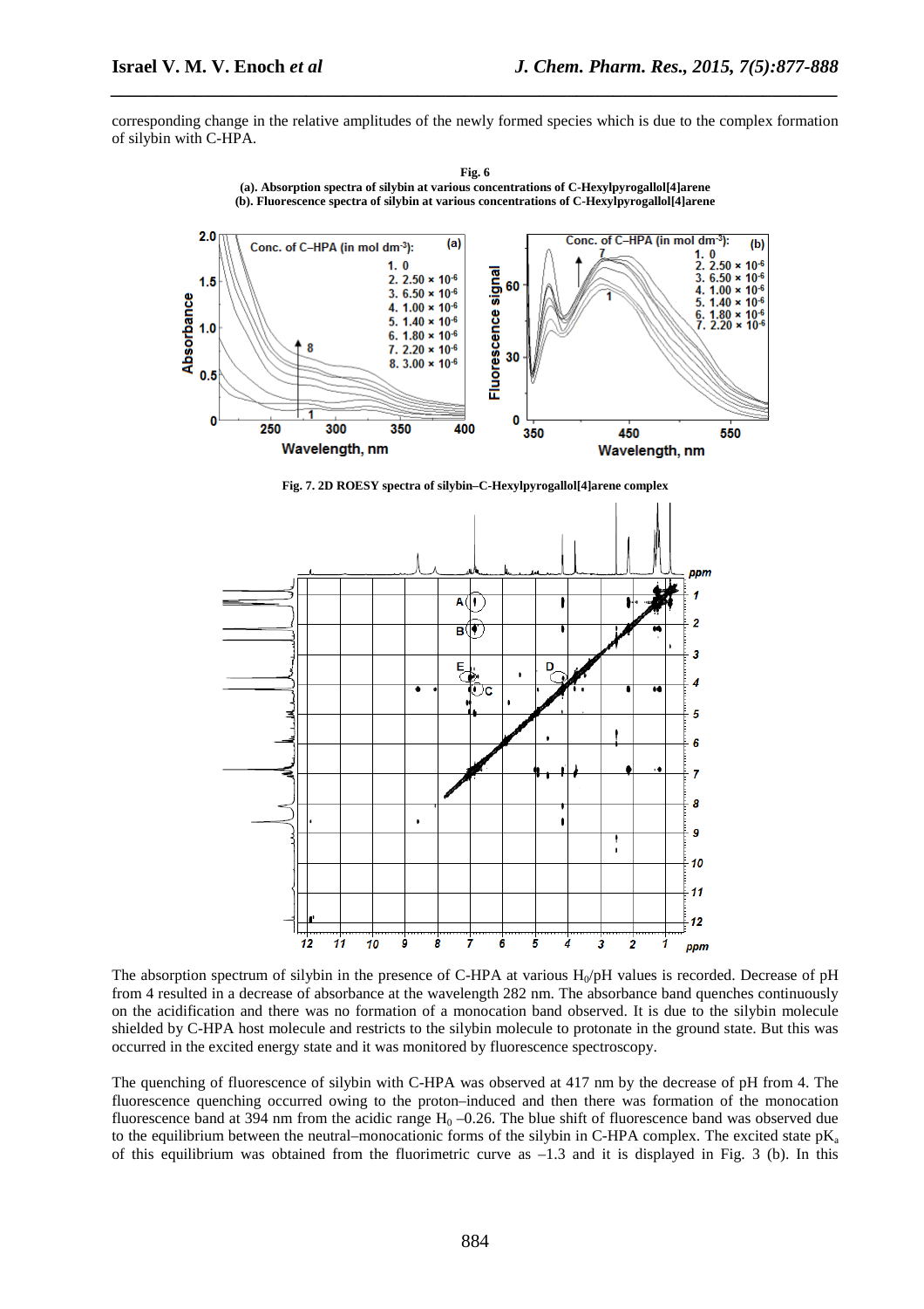corresponding change in the relative amplitudes of the newly formed species which is due to the complex formation of silybin with C-HPA.

**Fig. 6**
**(a). Absorption spectra of silybin at various concentrations of C-Hexylpyrogallol[4]arene**
**(b). Fluorescence spectra of silybin at various concentrations of C-Hexylpyrogallol[4]arene**

**Fig. 7. 2D ROESY spectra of silybin–C-Hexylpyrogallol[4]arene complex**

The absorption spectrum of silybin in the presence of C-HPA at various $H_0$/pH values is recorded. Decrease of pH from 4 resulted in a decrease of absorbance at the wavelength 282 nm. The absorbance band quenches continuously on the acidification and there was no formation of a monocation band observed. It is due to the silybin molecule shielded by C-HPA host molecule and restricts to the silybin molecule to protonate in the ground state. But this was occurred in the excited energy state and it was monitored by fluorescence spectroscopy.

The quenching of fluorescence of silybin with C-HPA was observed at 417 nm by the decrease of pH from 4. The fluorescence quenching occurred owing to the proton–induced and then there was formation of the monocation fluorescence band at 394 nm from the acidic range $H_0$ –0.26. The blue shift of fluorescence band was observed due to the equilibrium between the neutral–monocationic forms of the silybin in C-HPA complex. The excited state $pK_a$ of this equilibrium was obtained from the fluorimetric curve as –1.3 and it is displayed in Fig. 3 (b). In this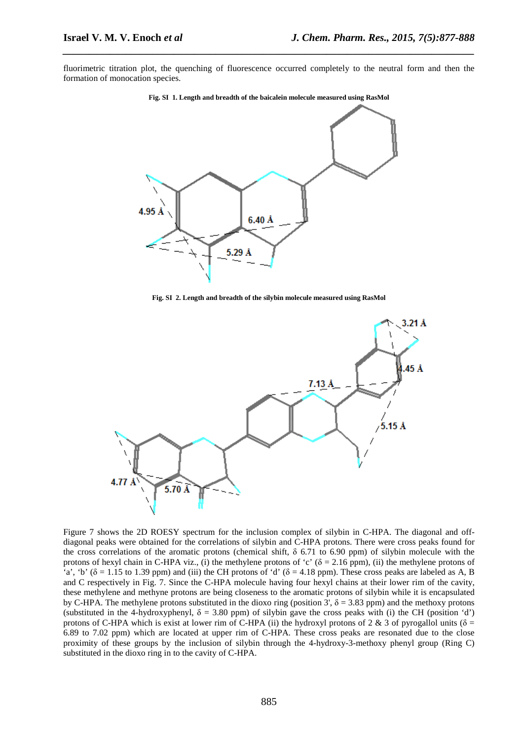fluorimetric titration plot, the quenching of fluorescence occurred completely to the neutral form and then the formation of monocation species.

**Fig. SI 1. Length and breadth of the baicalein molecule measured using RasMol**

**Fig. SI 2. Length and breadth of the silybin molecule measured using RasMol**

Figure 7 shows the 2D ROESY spectrum for the inclusion complex of silybin in C-HPA. The diagonal and off-diagonal peaks were obtained for the correlations of silybin and C-HPA protons. There were cross peaks found for the cross correlations of the aromatic protons (chemical shift, δ 6.71 to 6.90 ppm) of silybin molecule with the protons of hexyl chain in C-HPA viz., (i) the methylene protons of 'c' (δ = 2.16 ppm), (ii) the methylene protons of 'a', 'b' (δ = 1.15 to 1.39 ppm) and (iii) the CH protons of 'd' (δ = 4.18 ppm). These cross peaks are labeled as A, B and C respectively in Fig. 7. Since the C-HPA molecule having four hexyl chains at their lower rim of the cavity, these methylene and methyne protons are being closeness to the aromatic protons of silybin while it is encapsulated by C-HPA. The methylene protons substituted in the dioxo ring (position 3', δ = 3.83 ppm) and the methoxy protons (substituted in the 4-hydroxyphenyl, δ = 3.80 ppm) of silybin gave the cross peaks with (i) the CH (position 'd') protons of C-HPA which is exist at lower rim of C-HPA (ii) the hydroxyl protons of 2 & 3 of pyrogallol units (δ = 6.89 to 7.02 ppm) which are located at upper rim of C-HPA. These cross peaks are resonated due to the close proximity of these groups by the inclusion of silybin through the 4-hydroxy-3-methoxy phenyl group (Ring C) substituted in the dioxo ring in to the cavity of C-HPA.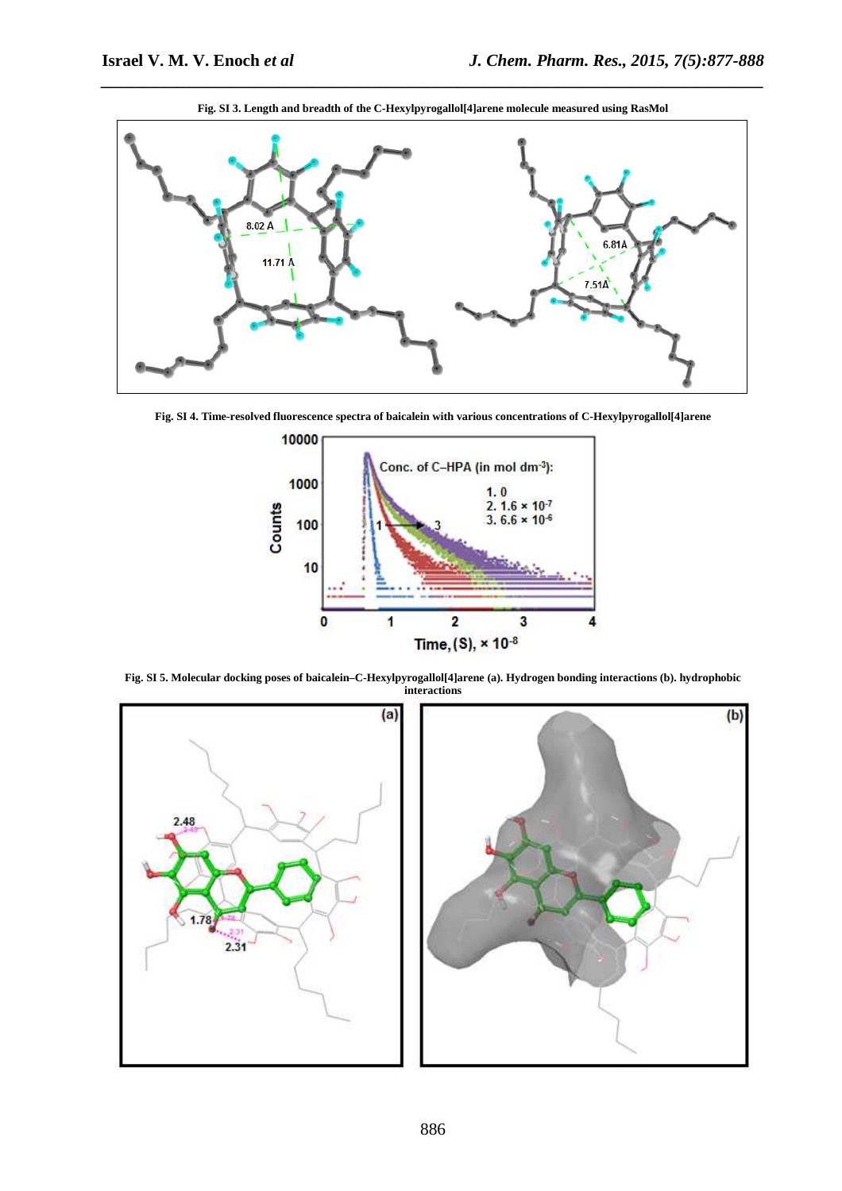**Fig. SI 3. Length and breadth of the C-Hexylpyrogallol[4]arene molecule measured using RasMol**

**Fig. SI 4. Time-resolved fluorescence spectra of baicalein with various concentrations of C-Hexylpyrogallol[4]arene**

**Fig. SI 5. Molecular docking poses of baicalein–C-Hexylpyrogallol[4]arene (a). Hydrogen bonding interactions (b). hydrophobic interactions**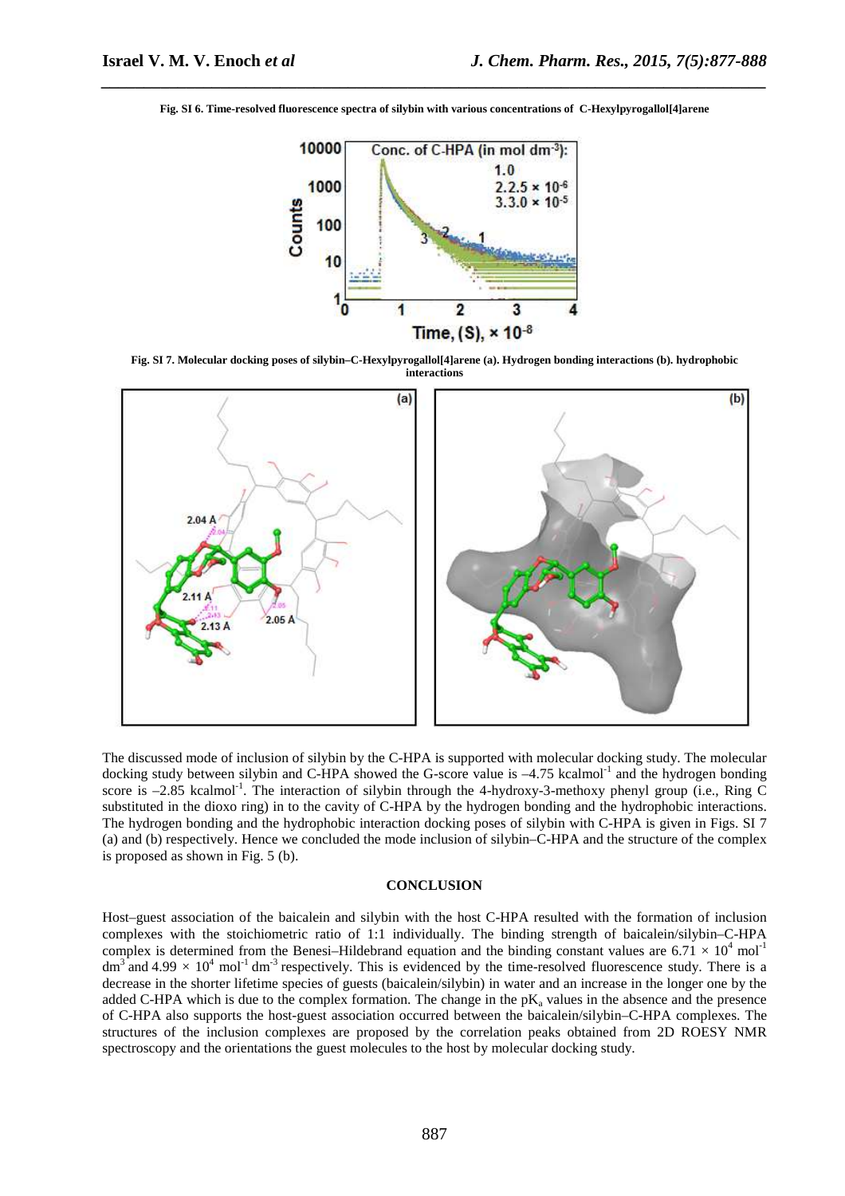**Fig. SI 6. Time-resolved fluorescence spectra of silybin with various concentrations of C-Hexylpyrogallol[4]arene**

**Fig. SI 7. Molecular docking poses of silybin–C-Hexylpyrogallol[4]arene (a). Hydrogen bonding interactions (b). hydrophobic interactions**

The discussed mode of inclusion of silybin by the C-HPA is supported with molecular docking study. The molecular docking study between silybin and C-HPA showed the G-score value is –4.75 kcalmol$^{-1}$ and the hydrogen bonding score is –2.85 kcalmol$^{-1}$. The interaction of silybin through the 4-hydroxy-3-methoxy phenyl group (i.e., Ring C substituted in the dioxo ring) in to the cavity of C-HPA by the hydrogen bonding and the hydrophobic interactions. The hydrogen bonding and the hydrophobic interaction docking poses of silybin with C-HPA is given in Figs. SI 7 (a) and (b) respectively. Hence we concluded the mode inclusion of silybin–C-HPA and the structure of the complex is proposed as shown in Fig. 5 (b).

## CONCLUSION

Host–guest association of the baicalein and silybin with the host C-HPA resulted with the formation of inclusion complexes with the stoichiometric ratio of 1:1 individually. The binding strength of baicalein/silybin–C-HPA complex is determined from the Benesi–Hildebrand equation and the binding constant values are $6.71 \times 10^4$ mol$^{-1}$ dm$^3$ and $4.99 \times 10^4$ mol$^{-1}$ dm$^{-3}$ respectively. This is evidenced by the time-resolved fluorescence study. There is a decrease in the shorter lifetime species of guests (baicalein/silybin) in water and an increase in the longer one by the added C-HPA which is due to the complex formation. The change in the p$K_a$ values in the absence and the presence of C-HPA also supports the host-guest association occurred between the baicalein/silybin–C-HPA complexes. The structures of the inclusion complexes are proposed by the correlation peaks obtained from 2D ROESY NMR spectroscopy and the orientations the guest molecules to the host by molecular docking study.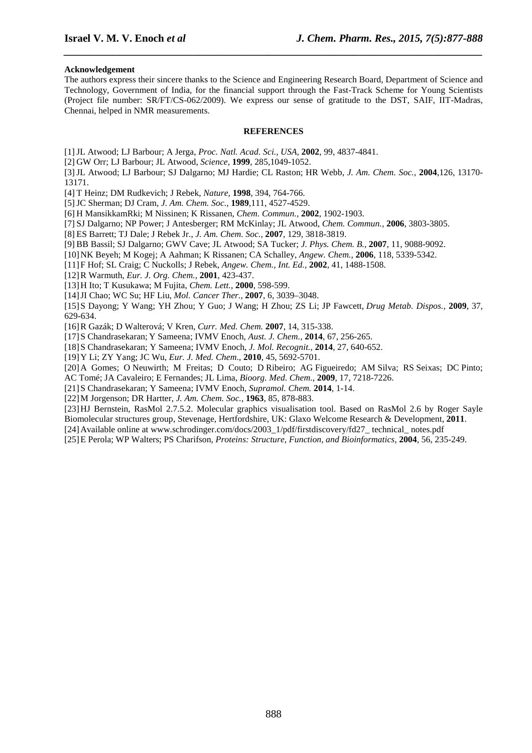**Acknowledgement**

The authors express their sincere thanks to the Science and Engineering Research Board, Department of Science and Technology, Government of India, for the financial support through the Fast-Track Scheme for Young Scientists (Project file number: SR/FT/CS-062/2009). We express our sense of gratitude to the DST, SAIF, IIT-Madras, Chennai, helped in NMR measurements.

## REFERENCES

[1] JL Atwood; LJ Barbour; A Jerga, *Proc. Natl. Acad. Sci., USA*, **2002**, 99, 4837-4841.

[2] GW Orr; LJ Barbour; JL Atwood, *Science*, **1999**, 285,1049-1052.

[3] JL Atwood; LJ Barbour; SJ Dalgarno; MJ Hardie; CL Raston; HR Webb, *J. Am. Chem. Soc.*, **2004**,126, 13170-13171.

[4] T Heinz; DM Rudkevich; J Rebek, *Nature*, **1998**, 394, 764-766.

[5] JC Sherman; DJ Cram, *J. Am. Chem. Soc.*, **1989**,111, 4527-4529.

[6] H MansikkamRki; M Nissinen; K Rissanen, *Chem. Commun.*, **2002**, 1902-1903.

[7] SJ Dalgarno; NP Power; J Antesberger; RM McKinlay; JL Atwood, *Chem. Commun.*, **2006**, 3803-3805.

[8] ES Barrett; TJ Dale; J Rebek Jr., *J. Am. Chem. Soc.*, **2007**, 129, 3818-3819.

[9] BB Bassil; SJ Dalgarno; GWV Cave; JL Atwood; SA Tucker; *J. Phys. Chem. B.*, **2007**, 11, 9088-9092.

[10] NK Beyeh; M Kogej; A Aahman; K Rissanen; CA Schalley, *Angew. Chem.*, **2006**, 118, 5339-5342.

[11] F Hof; SL Craig; C Nuckolls; J Rebek, *Angew. Chem., Int. Ed.*, **2002**, 41, 1488-1508.

[12] R Warmuth, *Eur. J. Org. Chem.*, **2001**, 423-437.

[13] H Ito; T Kusukawa; M Fujita, *Chem. Lett.*, **2000**, 598-599.

[14] JI Chao; WC Su; HF Liu, *Mol. Cancer Ther.*, **2007**, 6, 3039–3048.

[15] S Dayong; Y Wang; YH Zhou; Y Guo; J Wang; H Zhou; ZS Li; JP Fawcett, *Drug Metab. Dispos.*, **2009**, 37, 629-634.

[16] R Gazák; D Walterová; V Kren, *Curr. Med. Chem.* **2007**, 14, 315-338.

[17] S Chandrasekaran; Y Sameena; IVMV Enoch, *Aust. J. Chem.*, **2014**, 67, 256-265.

[18] S Chandrasekaran; Y Sameena; IVMV Enoch, *J. Mol. Recognit.*, **2014**, 27, 640-652.

[19] Y Li; ZY Yang; JC Wu, *Eur. J. Med. Chem*., **2010**, 45, 5692-5701.

[20] A Gomes; O Neuwirth; M Freitas; D Couto; D Ribeiro; AG Figueiredo; AM Silva; RS Seixas; DC Pinto; AC Tomé; JA Cavaleiro; E Fernandes; JL Lima, *Bioorg. Med. Chem*., **2009**, 17, 7218-7226.

[21] S Chandrasekaran; Y Sameena; IVMV Enoch, *Supramol. Chem.* **2014**, 1-14.

[22] M Jorgenson; DR Hartter, *J. Am. Chem. Soc.*, **1963**, 85, 878-883.

[23] HJ Bernstein, RasMol 2.7.5.2. Molecular graphics visualisation tool. Based on RasMol 2.6 by Roger Sayle Biomolecular structures group, Stevenage, Hertfordshire, UK: Glaxo Welcome Research & Development, **2011**.

[24] Available online at www.schrodinger.com/docs/2003_1/pdf/firstdiscovery/fd27_ technical_ notes.pdf

[25] E Perola; WP Walters; PS Charifson, *Proteins: Structure, Function, and Bioinformatics*, **2004**, 56, 235-249.